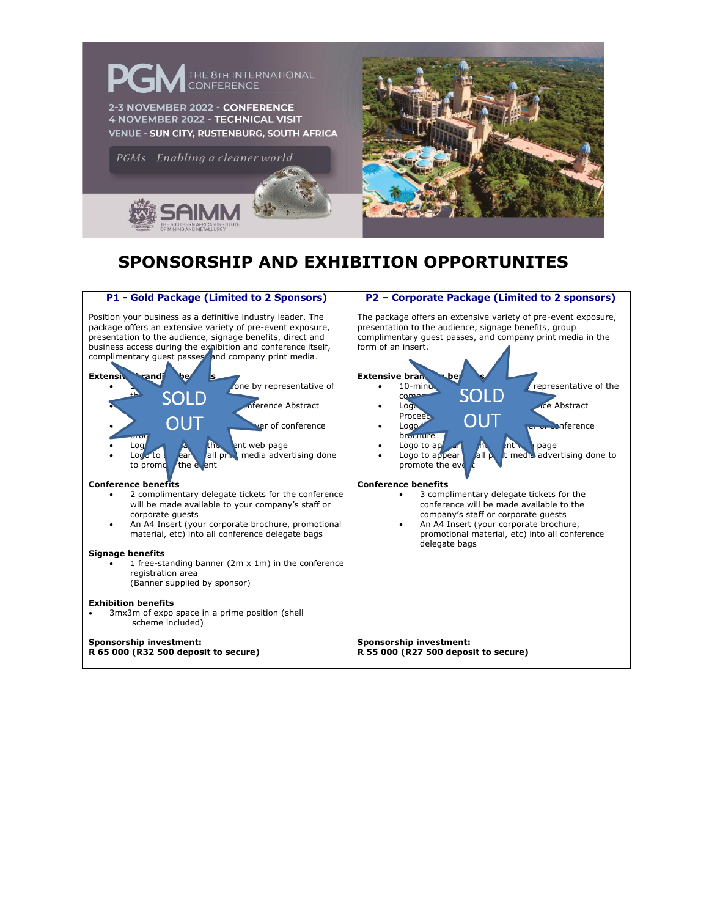PGM THE 8TH INTERNATIONAL CONFERENCE

2-3 NOVEMBER 2022 - CONFERENCE
4 NOVEMBER 2022 - TECHNICAL VISIT
VENUE - SUN CITY, RUSTENBURG, SOUTH AFRICA

*PGMs - Enabling a cleaner world*

SAIMM THE SOUTHERN AFRICAN INSTITUTE OF MINING AND METALLURGY

# SPONSORSHIP AND EXHIBITION OPPORTUNITES

## P1 - Gold Package (Limited to 2 Sponsors)

SOLD OUT

Position your business as a definitive industry leader. The package offers an extensive variety of pre-event exposure, presentation to the audience, signage benefits, direct and business access during the exhibition and conference itself, complimentary guest passes and company print media.

**Extensive branding benefits**

- 1... done by representative of th...
- ... Conference Abstract
- ... er of conference broc...
- Log... the event web page
- Logo to appear ... all print media advertising done to promote the event

**Conference benefits**

- 2 complimentary delegate tickets for the conference will be made available to your company's staff or corporate guests
- An A4 Insert (your corporate brochure, promotional material, etc) into all conference delegate bags

**Signage benefits**

- 1 free-standing banner (2m x 1m) in the conference registration area (Banner supplied by sponsor)

**Exhibition benefits**

- 3mx3m of expo space in a prime position (shell scheme included)

**Sponsorship investment:**
**R 65 000 (R32 500 deposit to secure)**

## P2 – Corporate Package (Limited to 2 sponsors)

SOLD OUT

The package offers an extensive variety of pre-event exposure, presentation to the audience, signage benefits, group complimentary guest passes, and company print media in the form of an insert.

**Extensive branding benefits**

- 10-minu... representative of the comp...
- Logo ... ce Abstract Proceed...
- Logo ... conference brochure
- Logo to ap... event web page
- Logo to appear ... all print media advertising done to promote the event

**Conference benefits**

- 3 complimentary delegate tickets for the conference will be made available to the company's staff or corporate guests
- An A4 Insert (your corporate brochure, promotional material, etc) into all conference delegate bags

**Sponsorship investment:**
**R 55 000 (R27 500 deposit to secure)**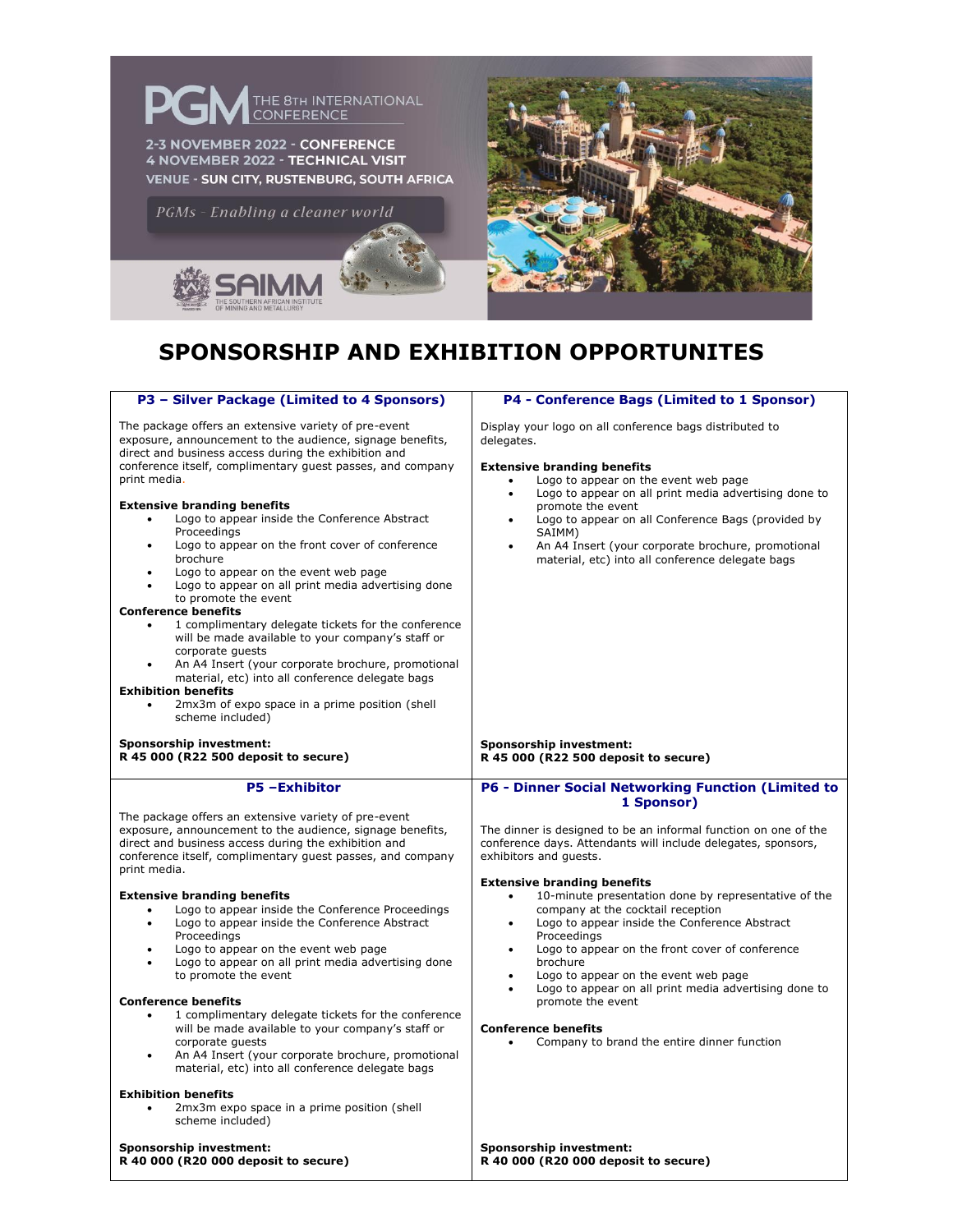PGM THE 8TH INTERNATIONAL CONFERENCE

2-3 NOVEMBER 2022 - CONFERENCE
4 NOVEMBER 2022 - TECHNICAL VISIT
VENUE - SUN CITY, RUSTENBURG, SOUTH AFRICA

*PGMs - Enabling a cleaner world*

SAIMM THE SOUTHERN AFRICAN INSTITUTE OF MINING AND METALLURGY

# SPONSORSHIP AND EXHIBITION OPPORTUNITES

## P3 – Silver Package (Limited to 4 Sponsors)

The package offers an extensive variety of pre-event exposure, announcement to the audience, signage benefits, direct and business access during the exhibition and conference itself, complimentary guest passes, and company print media.

**Extensive branding benefits**

- Logo to appear inside the Conference Abstract Proceedings
- Logo to appear on the front cover of conference brochure
- Logo to appear on the event web page
- Logo to appear on all print media advertising done to promote the event

**Conference benefits**

- 1 complimentary delegate tickets for the conference will be made available to your company's staff or corporate guests
- An A4 Insert (your corporate brochure, promotional material, etc) into all conference delegate bags

**Exhibition benefits**

- 2mx3m of expo space in a prime position (shell scheme included)

**Sponsorship investment:**
**R 45 000 (R22 500 deposit to secure)**

## P4 - Conference Bags (Limited to 1 Sponsor)

Display your logo on all conference bags distributed to delegates.

**Extensive branding benefits**

- Logo to appear on the event web page
- Logo to appear on all print media advertising done to promote the event
- Logo to appear on all Conference Bags (provided by SAIMM)
- An A4 Insert (your corporate brochure, promotional material, etc) into all conference delegate bags

**Sponsorship investment:**
**R 45 000 (R22 500 deposit to secure)**

## P5 –Exhibitor

The package offers an extensive variety of pre-event exposure, announcement to the audience, signage benefits, direct and business access during the exhibition and conference itself, complimentary guest passes, and company print media.

**Extensive branding benefits**

- Logo to appear inside the Conference Proceedings
- Logo to appear inside the Conference Abstract Proceedings
- Logo to appear on the event web page
- Logo to appear on all print media advertising done to promote the event

**Conference benefits**

- 1 complimentary delegate tickets for the conference will be made available to your company's staff or corporate guests
- An A4 Insert (your corporate brochure, promotional material, etc) into all conference delegate bags

**Exhibition benefits**

- 2mx3m expo space in a prime position (shell scheme included)

**Sponsorship investment:**
**R 40 000 (R20 000 deposit to secure)**

## P6 - Dinner Social Networking Function (Limited to 1 Sponsor)

The dinner is designed to be an informal function on one of the conference days. Attendants will include delegates, sponsors, exhibitors and guests.

**Extensive branding benefits**

- 10-minute presentation done by representative of the company at the cocktail reception
- Logo to appear inside the Conference Abstract Proceedings
- Logo to appear on the front cover of conference brochure
- Logo to appear on the event web page
- Logo to appear on all print media advertising done to promote the event

**Conference benefits**

- Company to brand the entire dinner function

**Sponsorship investment:**
**R 40 000 (R20 000 deposit to secure)**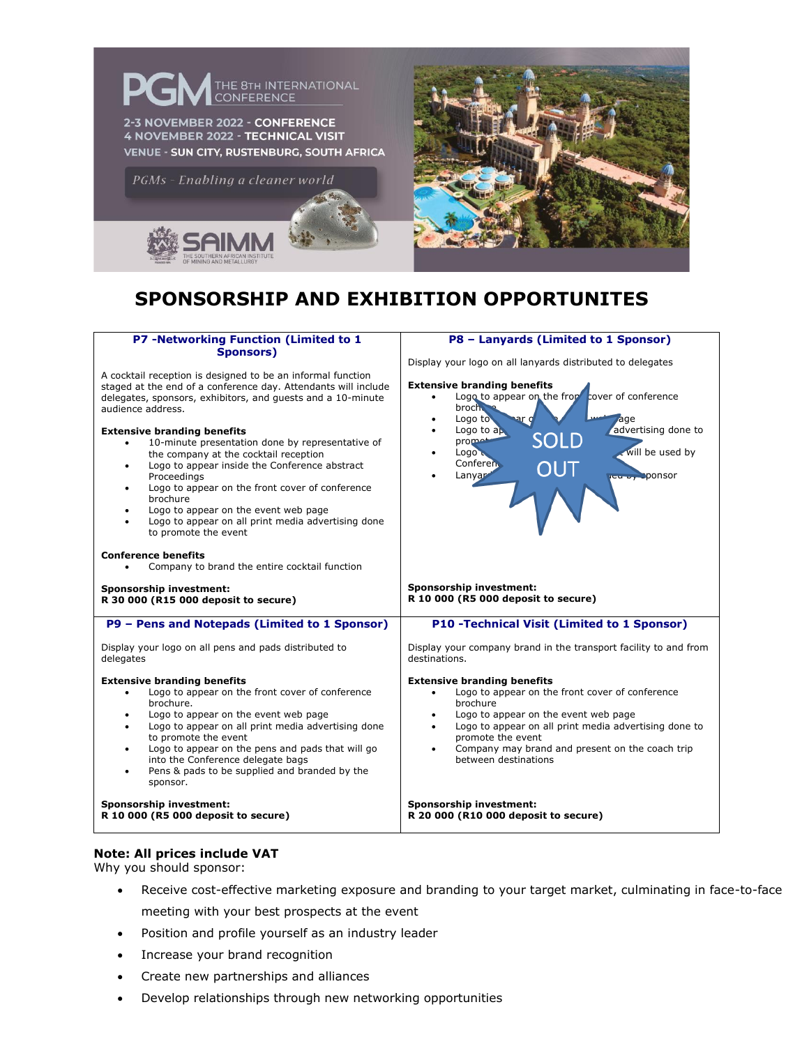PGM THE 8TH INTERNATIONAL CONFERENCE

2-3 NOVEMBER 2022 - CONFERENCE
4 NOVEMBER 2022 - TECHNICAL VISIT
VENUE - SUN CITY, RUSTENBURG, SOUTH AFRICA

*PGMs - Enabling a cleaner world*

SAIMM THE SOUTHERN AFRICAN INSTITUTE OF MINING AND METALLURGY

# SPONSORSHIP AND EXHIBITION OPPORTUNITES

### P7 -Networking Function (Limited to 1 Sponsors)

A cocktail reception is designed to be an informal function staged at the end of a conference day. Attendants will include delegates, sponsors, exhibitors, and guests and a 10-minute audience address.

**Extensive branding benefits**

- 10-minute presentation done by representative of the company at the cocktail reception
- Logo to appear inside the Conference abstract Proceedings
- Logo to appear on the front cover of conference brochure
- Logo to appear on the event web page
- Logo to appear on all print media advertising done to promote the event

**Conference benefits**

- Company to brand the entire cocktail function

**Sponsorship investment:**
**R 30 000 (R15 000 deposit to secure)**

### P8 – Lanyards (Limited to 1 Sponsor)

SOLD OUT

Display your logo on all lanyards distributed to delegates

**Extensive branding benefits**

- Logo to appear on the front cover of conference brochure
- Logo to appear on the event web page
- Logo to appear on all print media advertising done to promote the event
- Logo to appear on lanyards that will be used by Conference delegates
- Lanyards to be supplied by sponsor

**Sponsorship investment:**
**R 10 000 (R5 000 deposit to secure)**

### P9 – Pens and Notepads (Limited to 1 Sponsor)

Display your logo on all pens and pads distributed to delegates

**Extensive branding benefits**

- Logo to appear on the front cover of conference brochure.
- Logo to appear on the event web page
- Logo to appear on all print media advertising done to promote the event
- Logo to appear on the pens and pads that will go into the Conference delegate bags
- Pens & pads to be supplied and branded by the sponsor.

**Sponsorship investment:**
**R 10 000 (R5 000 deposit to secure)**

### P10 -Technical Visit (Limited to 1 Sponsor)

Display your company brand in the transport facility to and from destinations.

**Extensive branding benefits**

- Logo to appear on the front cover of conference brochure
- Logo to appear on the event web page
- Logo to appear on all print media advertising done to promote the event
- Company may brand and present on the coach trip between destinations

**Sponsorship investment:**
**R 20 000 (R10 000 deposit to secure)**

**Note: All prices include VAT**

Why you should sponsor:

- Receive cost-effective marketing exposure and branding to your target market, culminating in face-to-face meeting with your best prospects at the event
- Position and profile yourself as an industry leader
- Increase your brand recognition
- Create new partnerships and alliances
- Develop relationships through new networking opportunities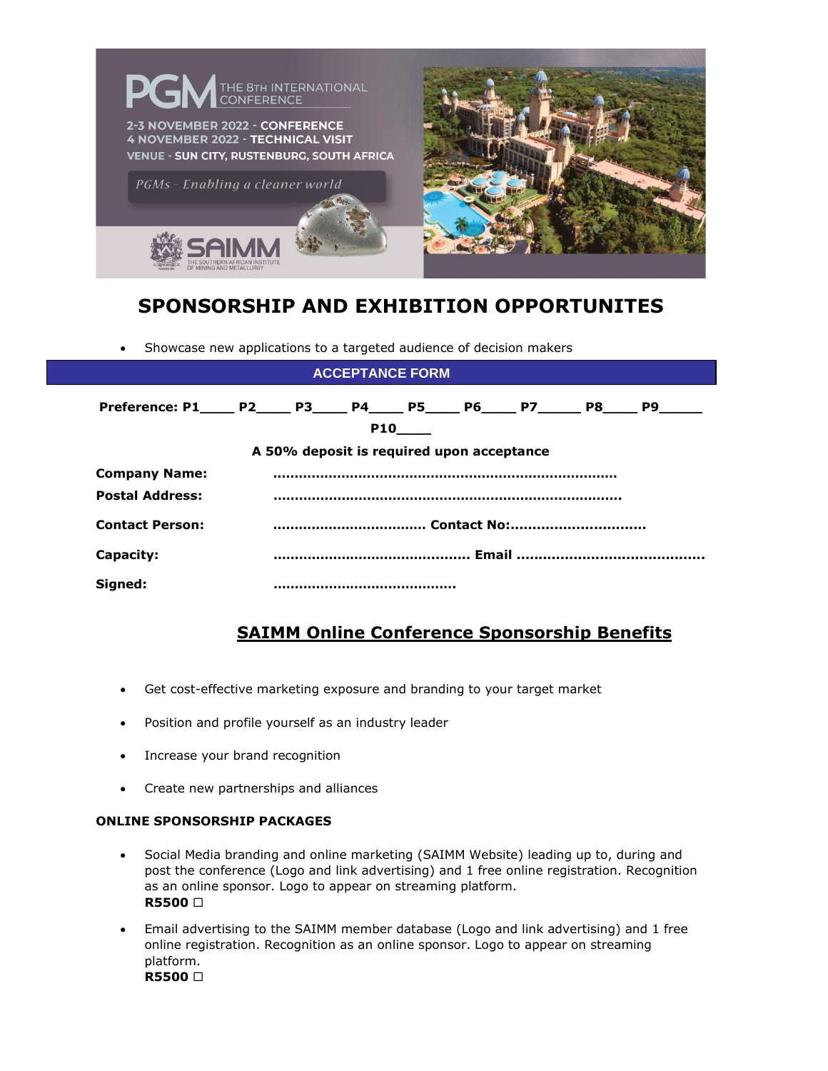PGM THE 8TH INTERNATIONAL CONFERENCE

2-3 NOVEMBER 2022 - CONFERENCE
4 NOVEMBER 2022 - TECHNICAL VISIT
VENUE - SUN CITY, RUSTENBURG, SOUTH AFRICA

*PGMs - Enabling a cleaner world*

SAIMM THE SOUTHERN AFRICAN INSTITUTE OF MINING AND METALLURGY

# SPONSORSHIP AND EXHIBITION OPPORTUNITES

- Showcase new applications to a targeted audience of decision makers

## ACCEPTANCE FORM

**Preference: P1____ P2____ P3____ P4____ P5____ P6____ P7_____ P8____ P9_____ P10____**

**A 50% deposit is required upon acceptance**

**Company Name:** ……………………………………………………………………

**Postal Address:** ……………………………………………………………………

**Contact Person:** ……………………………… **Contact No:**…………………………

**Capacity:** ……………………………………… **Email** ……………………………………

**Signed:** ……………………………………

## SAIMM Online Conference Sponsorship Benefits

- Get cost-effective marketing exposure and branding to your target market
- Position and profile yourself as an industry leader
- Increase your brand recognition
- Create new partnerships and alliances

**ONLINE SPONSORSHIP PACKAGES**

- Social Media branding and online marketing (SAIMM Website) leading up to, during and post the conference (Logo and link advertising) and 1 free online registration. Recognition as an online sponsor. Logo to appear on streaming platform.
  **R5500 □**
- Email advertising to the SAIMM member database (Logo and link advertising) and 1 free online registration. Recognition as an online sponsor. Logo to appear on streaming platform.
  **R5500 □**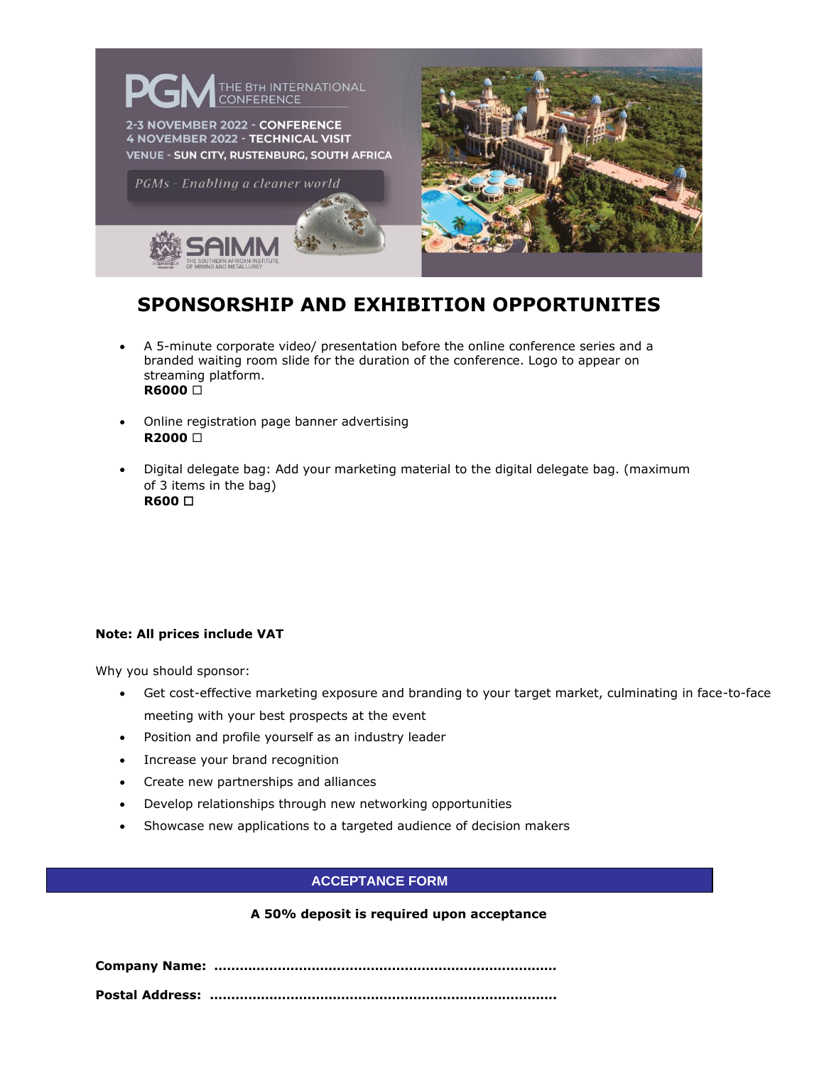# SPONSORSHIP AND EXHIBITION OPPORTUNITES

- A 5-minute corporate video/ presentation before the online conference series and a branded waiting room slide for the duration of the conference. Logo to appear on streaming platform.
  **R6000** ☐

- Online registration page banner advertising
  **R2000** ☐

- Digital delegate bag: Add your marketing material to the digital delegate bag. (maximum of 3 items in the bag)
  **R600** ☐

**Note: All prices include VAT**

Why you should sponsor:

- Get cost-effective marketing exposure and branding to your target market, culminating in face-to-face meeting with your best prospects at the event
- Position and profile yourself as an industry leader
- Increase your brand recognition
- Create new partnerships and alliances
- Develop relationships through new networking opportunities
- Showcase new applications to a targeted audience of decision makers

## ACCEPTANCE FORM

**A 50% deposit is required upon acceptance**

**Company Name: ..............................................................................**

**Postal Address: ..............................................................................**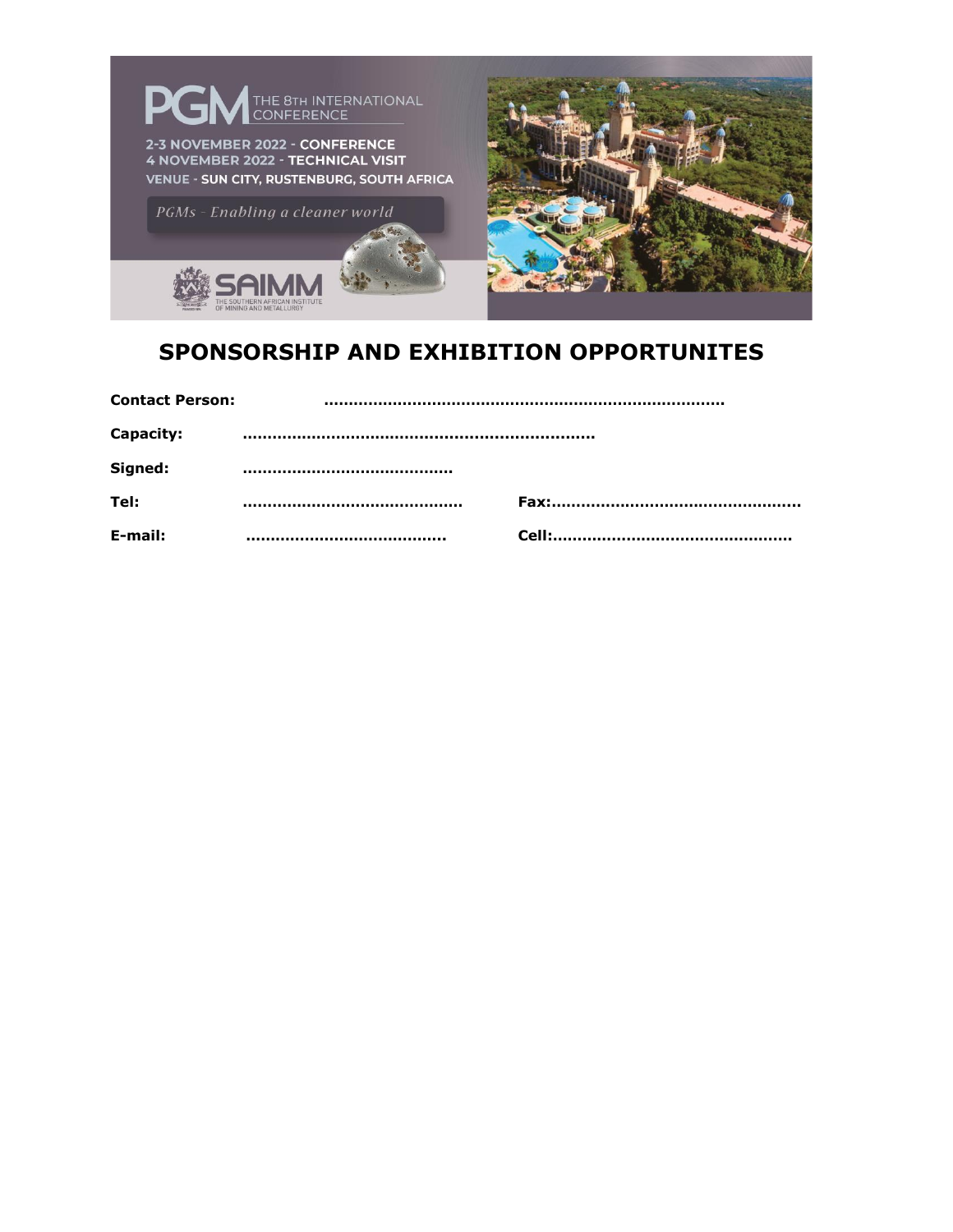PGM THE 8TH INTERNATIONAL CONFERENCE

2-3 NOVEMBER 2022 - CONFERENCE
4 NOVEMBER 2022 - TECHNICAL VISIT
VENUE - SUN CITY, RUSTENBURG, SOUTH AFRICA

*PGMs - Enabling a cleaner world*

SAIMM THE SOUTHERN AFRICAN INSTITUTE OF MINING AND METALLURGY

## SPONSORSHIP AND EXHIBITION OPPORTUNITES

**Contact Person:** ………………………………………………………………………

**Capacity:** ……………………………………………………………

**Signed:** ……………………………………

**Tel:** ……………………………………… **Fax:**……………………………………………

**E-mail:** …………………………………… **Cell:**…………………………………………